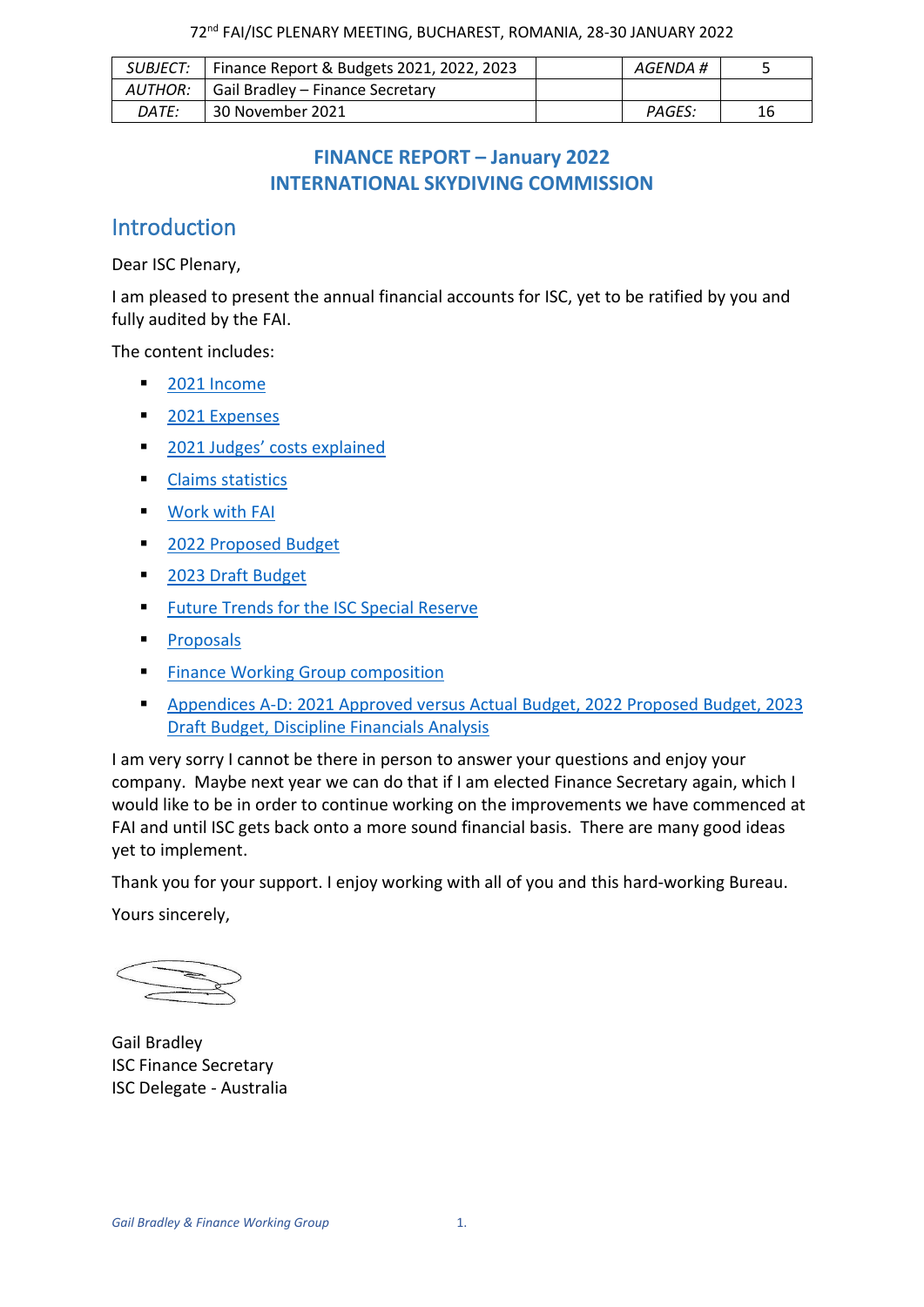72nd FAI/ISC PLENARY MEETING, BUCHAREST, ROMANIA, 28-30 JANUARY 2022

| SUBJECT: | Finance Report & Budgets 2021, 2022, 2023 | | AGENDA # | 5 |
|---|---|---|---|---|
| AUTHOR: | Gail Bradley – Finance Secretary | | | |
| DATE: | 30 November 2021 | | PAGES: | 16 |

# FINANCE REPORT – January 2022
# INTERNATIONAL SKYDIVING COMMISSION

## Introduction

Dear ISC Plenary,

I am pleased to present the annual financial accounts for ISC, yet to be ratified by you and fully audited by the FAI.

The content includes:

- 2021 Income
- 2021 Expenses
- 2021 Judges' costs explained
- Claims statistics
- Work with FAI
- 2022 Proposed Budget
- 2023 Draft Budget
- Future Trends for the ISC Special Reserve
- Proposals
- Finance Working Group composition
- Appendices A-D: 2021 Approved versus Actual Budget, 2022 Proposed Budget, 2023 Draft Budget, Discipline Financials Analysis

I am very sorry I cannot be there in person to answer your questions and enjoy your company. Maybe next year we can do that if I am elected Finance Secretary again, which I would like to be in order to continue working on the improvements we have commenced at FAI and until ISC gets back onto a more sound financial basis. There are many good ideas yet to implement.

Thank you for your support. I enjoy working with all of you and this hard-working Bureau.

Yours sincerely,

Gail Bradley
ISC Finance Secretary
ISC Delegate - Australia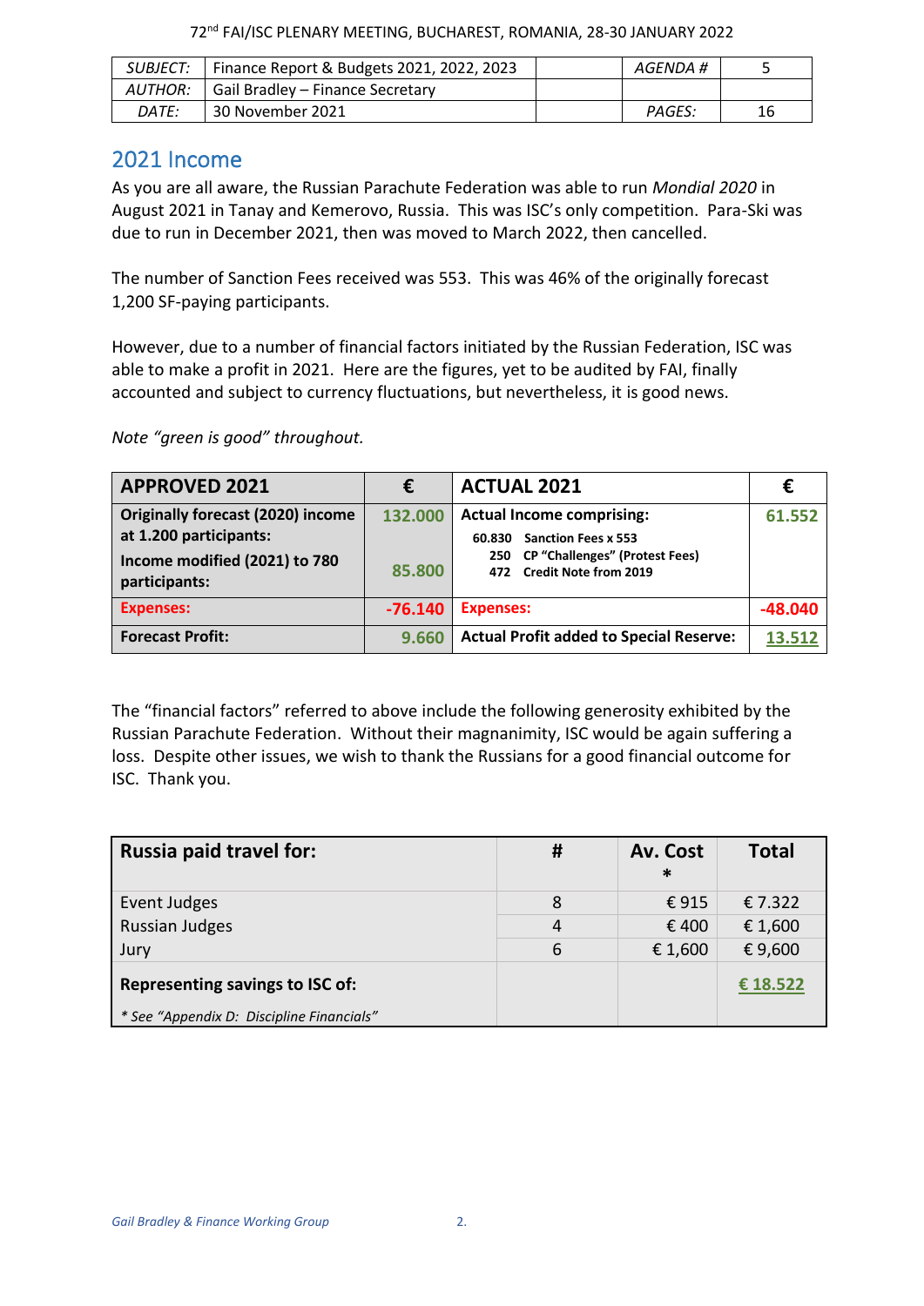| SUBJECT: | Finance Report & Budgets 2021, 2022, 2023 | | AGENDA # | 5 |
|---|---|---|---|---|
| AUTHOR: | Gail Bradley – Finance Secretary | | | |
| DATE: | 30 November 2021 | | PAGES: | 16 |

## 2021 Income

As you are all aware, the Russian Parachute Federation was able to run *Mondial 2020* in August 2021 in Tanay and Kemerovo, Russia. This was ISC's only competition. Para-Ski was due to run in December 2021, then was moved to March 2022, then cancelled.

The number of Sanction Fees received was 553. This was 46% of the originally forecast 1,200 SF-paying participants.

However, due to a number of financial factors initiated by the Russian Federation, ISC was able to make a profit in 2021. Here are the figures, yet to be audited by FAI, finally accounted and subject to currency fluctuations, but nevertheless, it is good news.

*Note "green is good" throughout.*

| APPROVED 2021 | € | ACTUAL 2021 | € |
|---|---|---|---|
| **Originally forecast (2020) income at 1.200 participants:**<br>**Income modified (2021) to 780 participants:** | 132.000<br><br>85.800 | **Actual Income comprising:**<br>60.830 Sanction Fees x 553<br>250 CP "Challenges" (Protest Fees)<br>472 Credit Note from 2019 | 61.552 |
| **Expenses:** | -76.140 | **Expenses:** | -48.040 |
| **Forecast Profit:** | 9.660 | **Actual Profit added to Special Reserve:** | **13.512** |

The "financial factors" referred to above include the following generosity exhibited by the Russian Parachute Federation. Without their magnanimity, ISC would be again suffering a loss. Despite other issues, we wish to thank the Russians for a good financial outcome for ISC. Thank you.

| Russia paid travel for: | # | Av. Cost * | Total |
|---|---|---|---|
| Event Judges | 8 | € 915 | € 7.322 |
| Russian Judges | 4 | € 400 | € 1,600 |
| Jury | 6 | € 1,600 | € 9,600 |
| **Representing savings to ISC of:**<br>*\* See "Appendix D: Discipline Financials"* | | | **€ 18.522** |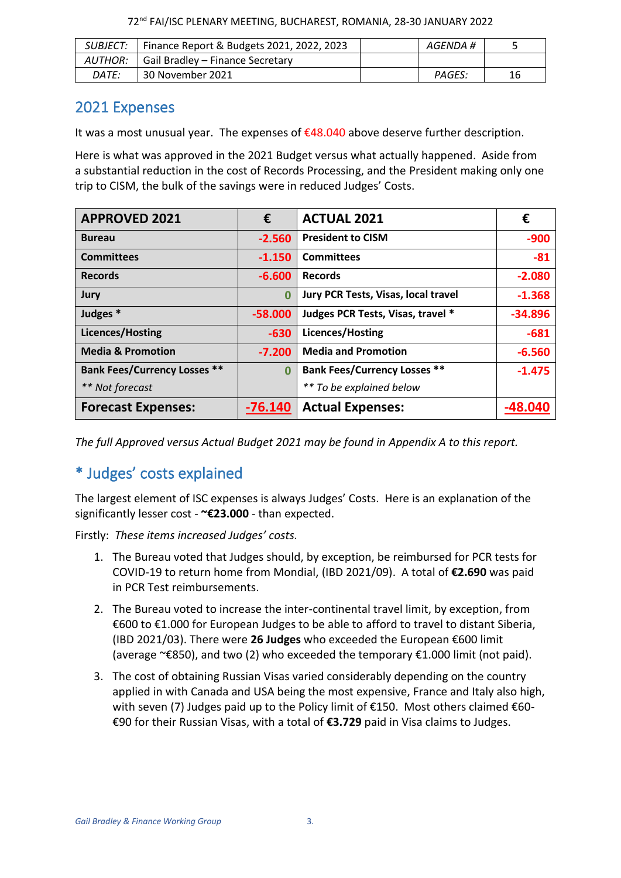| SUBJECT: | Finance Report & Budgets 2021, 2022, 2023 | | AGENDA # | 5 |
|---|---|---|---|---|
| AUTHOR: | Gail Bradley – Finance Secretary | | | |
| DATE: | 30 November 2021 | | PAGES: | 16 |

## 2021 Expenses

It was a most unusual year. The expenses of €48.040 above deserve further description.

Here is what was approved in the 2021 Budget versus what actually happened. Aside from a substantial reduction in the cost of Records Processing, and the President making only one trip to CISM, the bulk of the savings were in reduced Judges' Costs.

| APPROVED 2021 | € | ACTUAL 2021 | € |
|---|---|---|---|
| **Bureau** | -2.560 | **President to CISM** | -900 |
| **Committees** | -1.150 | **Committees** | -81 |
| **Records** | -6.600 | **Records** | -2.080 |
| **Jury** | 0 | **Jury PCR Tests, Visas, local travel** | -1.368 |
| **Judges *** | -58.000 | **Judges PCR Tests, Visas, travel *** | -34.896 |
| **Licences/Hosting** | -630 | **Licences/Hosting** | -681 |
| **Media & Promotion** | -7.200 | **Media and Promotion** | -6.560 |
| **Bank Fees/Currency Losses **** <br> *** Not forecast* | 0 | **Bank Fees/Currency Losses **** <br> *** To be explained below* | -1.475 |
| **Forecast Expenses:** | **-76.140** | **Actual Expenses:** | **-48.040** |

*The full Approved versus Actual Budget 2021 may be found in Appendix A to this report.*

## * Judges' costs explained

The largest element of ISC expenses is always Judges' Costs. Here is an explanation of the significantly lesser cost - **~€23.000** - than expected.

Firstly: *These items increased Judges' costs.*

1. The Bureau voted that Judges should, by exception, be reimbursed for PCR tests for COVID-19 to return home from Mondial, (IBD 2021/09). A total of **€2.690** was paid in PCR Test reimbursements.
2. The Bureau voted to increase the inter-continental travel limit, by exception, from €600 to €1.000 for European Judges to be able to afford to travel to distant Siberia, (IBD 2021/03). There were **26 Judges** who exceeded the European €600 limit (average ~€850), and two (2) who exceeded the temporary €1.000 limit (not paid).
3. The cost of obtaining Russian Visas varied considerably depending on the country applied in with Canada and USA being the most expensive, France and Italy also high, with seven (7) Judges paid up to the Policy limit of €150. Most others claimed €60-€90 for their Russian Visas, with a total of **€3.729** paid in Visa claims to Judges.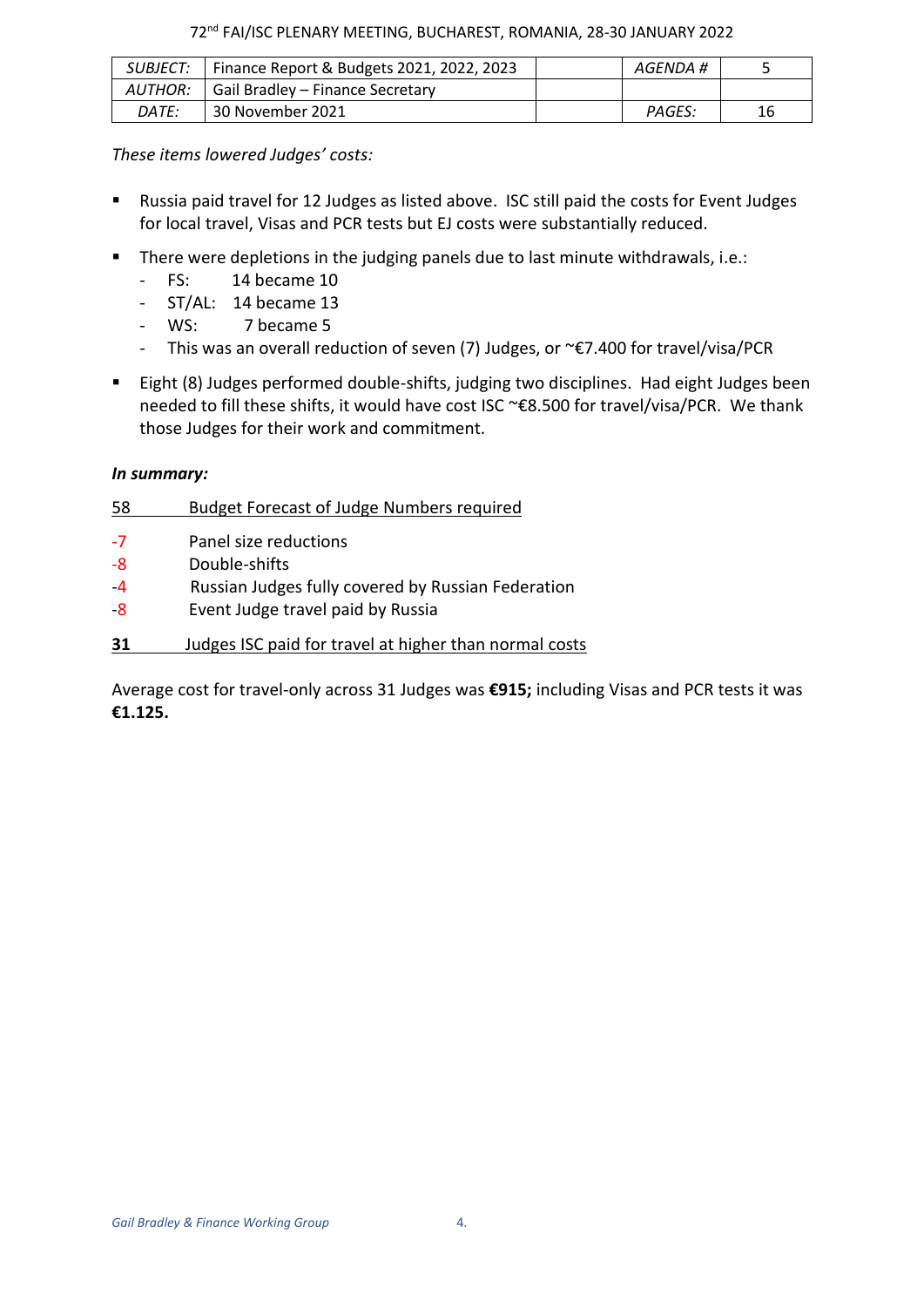*These items lowered Judges' costs:*

- Russia paid travel for 12 Judges as listed above. ISC still paid the costs for Event Judges for local travel, Visas and PCR tests but EJ costs were substantially reduced.
- There were depletions in the judging panels due to last minute withdrawals, i.e.:
  - FS: 14 became 10
  - ST/AL: 14 became 13
  - WS: 7 became 5
  - This was an overall reduction of seven (7) Judges, or ~€7.400 for travel/visa/PCR
- Eight (8) Judges performed double-shifts, judging two disciplines. Had eight Judges been needed to fill these shifts, it would have cost ISC ~€8.500 for travel/visa/PCR. We thank those Judges for their work and commitment.

***In summary:***

| | |
|---|---|
| 58 | Budget Forecast of Judge Numbers required |
| -7 | Panel size reductions |
| -8 | Double-shifts |
| -4 | Russian Judges fully covered by Russian Federation |
| -8 | Event Judge travel paid by Russia |
| **31** | Judges ISC paid for travel at higher than normal costs |

Average cost for travel-only across 31 Judges was **€915;** including Visas and PCR tests it was **€1.125.**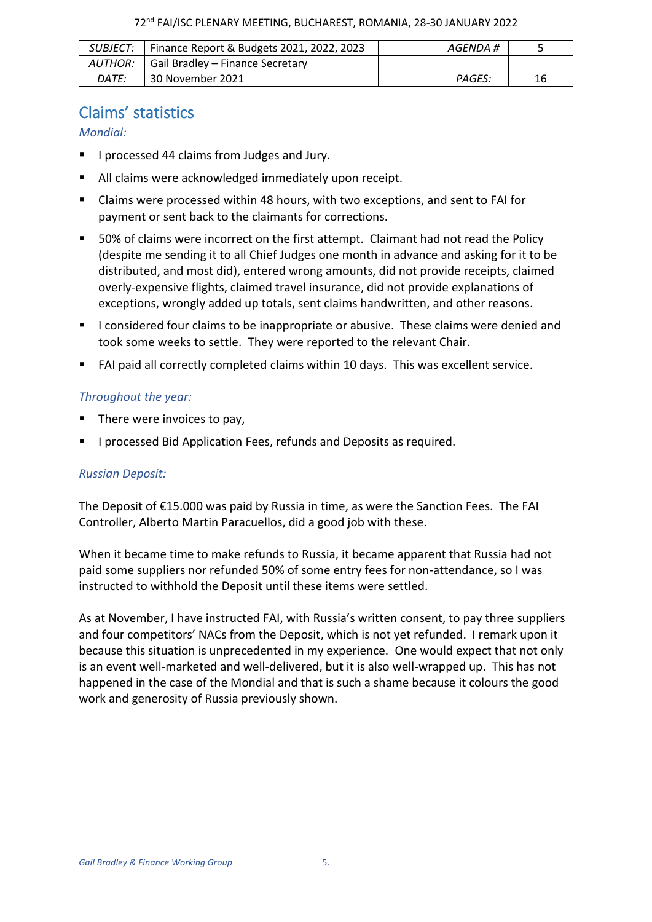| SUBJECT: | Finance Report & Budgets 2021, 2022, 2023 | | AGENDA # | 5 |
|---|---|---|---|---|
| AUTHOR: | Gail Bradley – Finance Secretary | | | |
| DATE: | 30 November 2021 | | PAGES: | 16 |

## Claims' statistics

*Mondial:*

- I processed 44 claims from Judges and Jury.
- All claims were acknowledged immediately upon receipt.
- Claims were processed within 48 hours, with two exceptions, and sent to FAI for payment or sent back to the claimants for corrections.
- 50% of claims were incorrect on the first attempt. Claimant had not read the Policy (despite me sending it to all Chief Judges one month in advance and asking for it to be distributed, and most did), entered wrong amounts, did not provide receipts, claimed overly-expensive flights, claimed travel insurance, did not provide explanations of exceptions, wrongly added up totals, sent claims handwritten, and other reasons.
- I considered four claims to be inappropriate or abusive. These claims were denied and took some weeks to settle. They were reported to the relevant Chair.
- FAI paid all correctly completed claims within 10 days. This was excellent service.

*Throughout the year:*

- There were invoices to pay,
- I processed Bid Application Fees, refunds and Deposits as required.

*Russian Deposit:*

The Deposit of €15.000 was paid by Russia in time, as were the Sanction Fees. The FAI Controller, Alberto Martin Paracuellos, did a good job with these.

When it became time to make refunds to Russia, it became apparent that Russia had not paid some suppliers nor refunded 50% of some entry fees for non-attendance, so I was instructed to withhold the Deposit until these items were settled.

As at November, I have instructed FAI, with Russia's written consent, to pay three suppliers and four competitors' NACs from the Deposit, which is not yet refunded. I remark upon it because this situation is unprecedented in my experience. One would expect that not only is an event well-marketed and well-delivered, but it is also well-wrapped up. This has not happened in the case of the Mondial and that is such a shame because it colours the good work and generosity of Russia previously shown.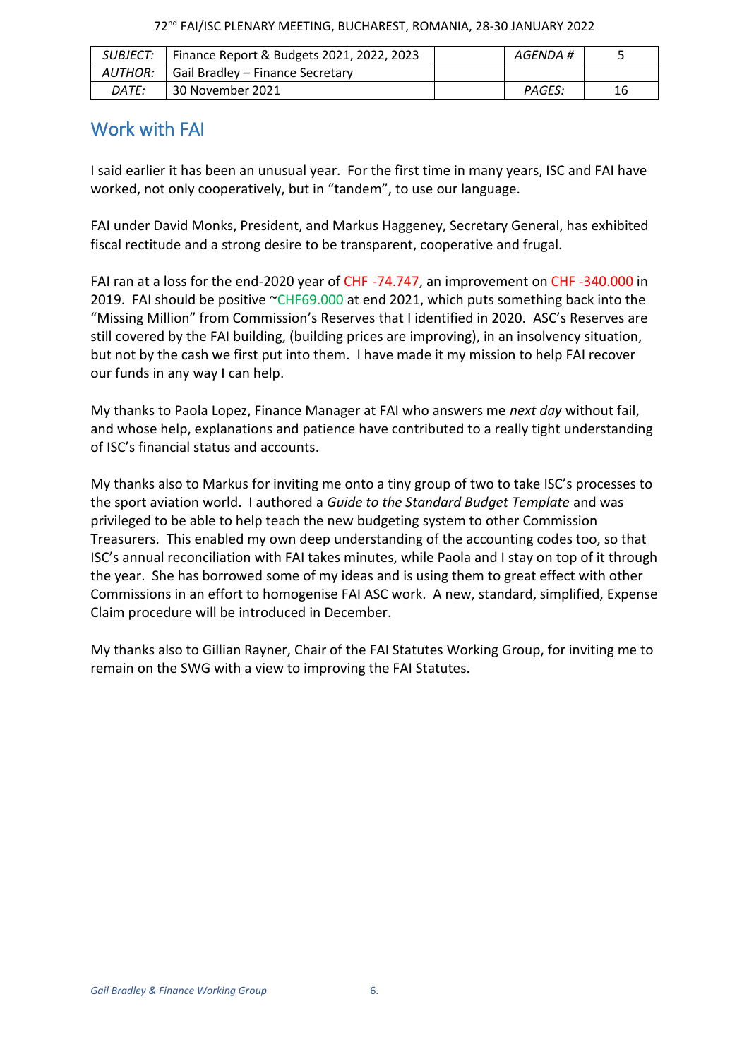| SUBJECT: | Finance Report & Budgets 2021, 2022, 2023 | | AGENDA # | 5 |
|---|---|---|---|---|
| AUTHOR: | Gail Bradley – Finance Secretary | | | |
| DATE: | 30 November 2021 | | PAGES: | 16 |

## Work with FAI

I said earlier it has been an unusual year. For the first time in many years, ISC and FAI have worked, not only cooperatively, but in "tandem", to use our language.

FAI under David Monks, President, and Markus Haggeney, Secretary General, has exhibited fiscal rectitude and a strong desire to be transparent, cooperative and frugal.

FAI ran at a loss for the end-2020 year of CHF -74.747, an improvement on CHF -340.000 in 2019. FAI should be positive ~CHF69.000 at end 2021, which puts something back into the "Missing Million" from Commission's Reserves that I identified in 2020. ASC's Reserves are still covered by the FAI building, (building prices are improving), in an insolvency situation, but not by the cash we first put into them. I have made it my mission to help FAI recover our funds in any way I can help.

My thanks to Paola Lopez, Finance Manager at FAI who answers me *next day* without fail, and whose help, explanations and patience have contributed to a really tight understanding of ISC's financial status and accounts.

My thanks also to Markus for inviting me onto a tiny group of two to take ISC's processes to the sport aviation world. I authored a *Guide to the Standard Budget Template* and was privileged to be able to help teach the new budgeting system to other Commission Treasurers. This enabled my own deep understanding of the accounting codes too, so that ISC's annual reconciliation with FAI takes minutes, while Paola and I stay on top of it through the year. She has borrowed some of my ideas and is using them to great effect with other Commissions in an effort to homogenise FAI ASC work. A new, standard, simplified, Expense Claim procedure will be introduced in December.

My thanks also to Gillian Rayner, Chair of the FAI Statutes Working Group, for inviting me to remain on the SWG with a view to improving the FAI Statutes.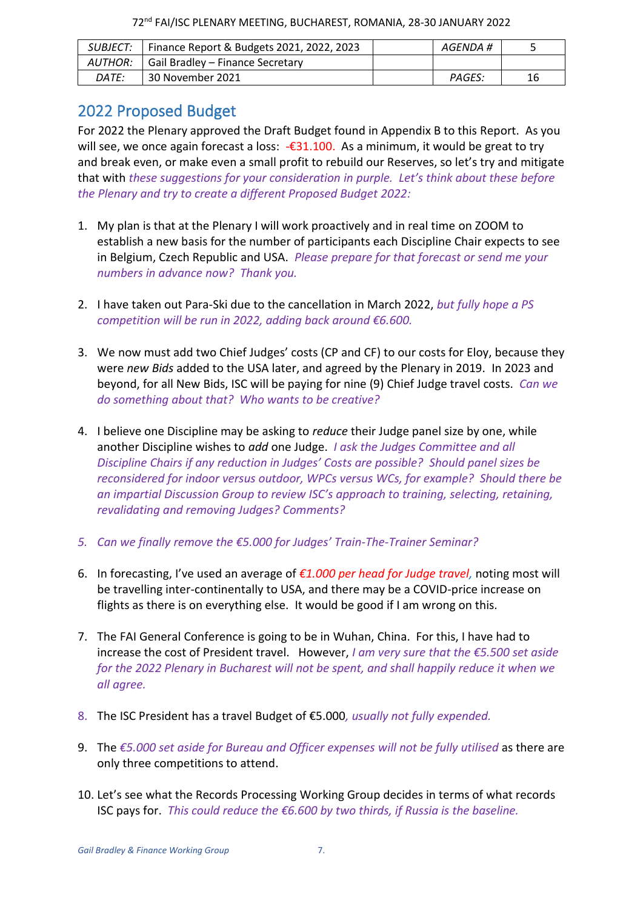| SUBJECT: | Finance Report & Budgets 2021, 2022, 2023 | | AGENDA # | 5 |
|---|---|---|---|---|
| AUTHOR: | Gail Bradley – Finance Secretary | | | |
| DATE: | 30 November 2021 | | PAGES: | 16 |

## 2022 Proposed Budget

For 2022 the Plenary approved the Draft Budget found in Appendix B to this Report. As you will see, we once again forecast a loss: -€31.100. As a minimum, it would be great to try and break even, or make even a small profit to rebuild our Reserves, so let's try and mitigate that with *these suggestions for your consideration in purple. Let's think about these before the Plenary and try to create a different Proposed Budget 2022:*

1. My plan is that at the Plenary I will work proactively and in real time on ZOOM to establish a new basis for the number of participants each Discipline Chair expects to see in Belgium, Czech Republic and USA. *Please prepare for that forecast or send me your numbers in advance now? Thank you.*

2. I have taken out Para-Ski due to the cancellation in March 2022, *but fully hope a PS competition will be run in 2022, adding back around €6.600.*

3. We now must add two Chief Judges' costs (CP and CF) to our costs for Eloy, because they were *new Bids* added to the USA later, and agreed by the Plenary in 2019. In 2023 and beyond, for all New Bids, ISC will be paying for nine (9) Chief Judge travel costs. *Can we do something about that? Who wants to be creative?*

4. I believe one Discipline may be asking to *reduce* their Judge panel size by one, while another Discipline wishes to *add* one Judge. *I ask the Judges Committee and all Discipline Chairs if any reduction in Judges' Costs are possible? Should panel sizes be reconsidered for indoor versus outdoor, WPCs versus WCs, for example? Should there be an impartial Discussion Group to review ISC's approach to training, selecting, retaining, revalidating and removing Judges? Comments?*

5. *Can we finally remove the €5.000 for Judges' Train-The-Trainer Seminar?*

6. In forecasting, I've used an average of *€1.000 per head for Judge travel,* noting most will be travelling inter-continentally to USA, and there may be a COVID-price increase on flights as there is on everything else. It would be good if I am wrong on this.

7. The FAI General Conference is going to be in Wuhan, China. For this, I have had to increase the cost of President travel. However, *I am very sure that the €5.500 set aside for the 2022 Plenary in Bucharest will not be spent, and shall happily reduce it when we all agree.*

8. The ISC President has a travel Budget of €5.000*, usually not fully expended.*

9. The *€5.000 set aside for Bureau and Officer expenses will not be fully utilised* as there are only three competitions to attend.

10. Let's see what the Records Processing Working Group decides in terms of what records ISC pays for. *This could reduce the €6.600 by two thirds, if Russia is the baseline.*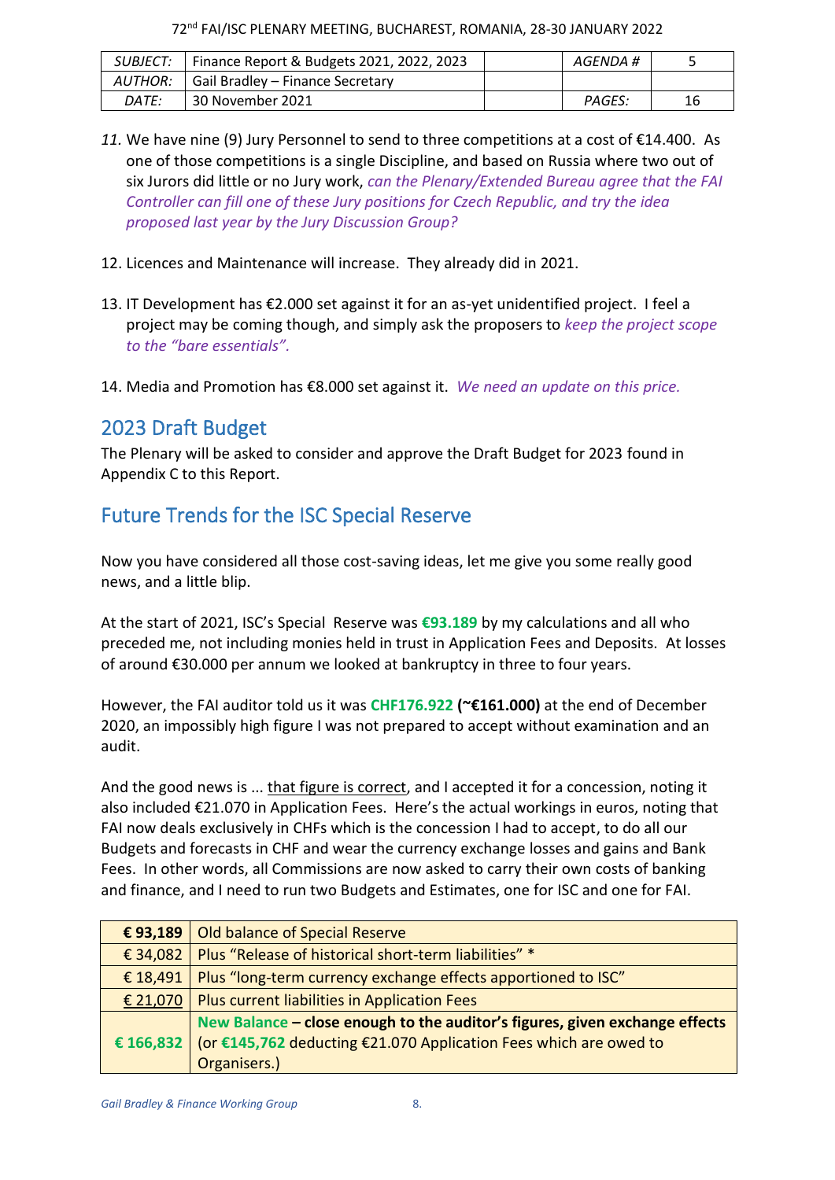| SUBJECT: | Finance Report & Budgets 2021, 2022, 2023 | | AGENDA # | 5 |
|---|---|---|---|---|
| AUTHOR: | Gail Bradley – Finance Secretary | | | |
| DATE: | 30 November 2021 | | PAGES: | 16 |

11. We have nine (9) Jury Personnel to send to three competitions at a cost of €14.400. As one of those competitions is a single Discipline, and based on Russia where two out of six Jurors did little or no Jury work, *can the Plenary/Extended Bureau agree that the FAI Controller can fill one of these Jury positions for Czech Republic, and try the idea proposed last year by the Jury Discussion Group?*

12. Licences and Maintenance will increase. They already did in 2021.

13. IT Development has €2.000 set against it for an as-yet unidentified project. I feel a project may be coming though, and simply ask the proposers to *keep the project scope to the "bare essentials".*

14. Media and Promotion has €8.000 set against it. *We need an update on this price.*

## 2023 Draft Budget

The Plenary will be asked to consider and approve the Draft Budget for 2023 found in Appendix C to this Report.

## Future Trends for the ISC Special Reserve

Now you have considered all those cost-saving ideas, let me give you some really good news, and a little blip.

At the start of 2021, ISC's Special Reserve was **€93.189** by my calculations and all who preceded me, not including monies held in trust in Application Fees and Deposits. At losses of around €30.000 per annum we looked at bankruptcy in three to four years.

However, the FAI auditor told us it was **CHF176.922** **(~€161.000)** at the end of December 2020, an impossibly high figure I was not prepared to accept without examination and an audit.

And the good news is ... <u>that figure is correct</u>, and I accepted it for a concession, noting it also included €21.070 in Application Fees. Here's the actual workings in euros, noting that FAI now deals exclusively in CHFs which is the concession I had to accept, to do all our Budgets and forecasts in CHF and wear the currency exchange losses and gains and Bank Fees. In other words, all Commissions are now asked to carry their own costs of banking and finance, and I need to run two Budgets and Estimates, one for ISC and one for FAI.

| | |
|---|---|
| **€ 93,189** | Old balance of Special Reserve |
| € 34,082 | Plus "Release of historical short-term liabilities" * |
| € 18,491 | Plus "long-term currency exchange effects apportioned to ISC" |
| <u>€ 21,070</u> | Plus current liabilities in Application Fees |
| **€ 166,832** | **New Balance – close enough to the auditor's figures, given exchange effects** (or **€145,762** deducting €21.070 Application Fees which are owed to Organisers.) |

*Gail Bradley & Finance Working Group*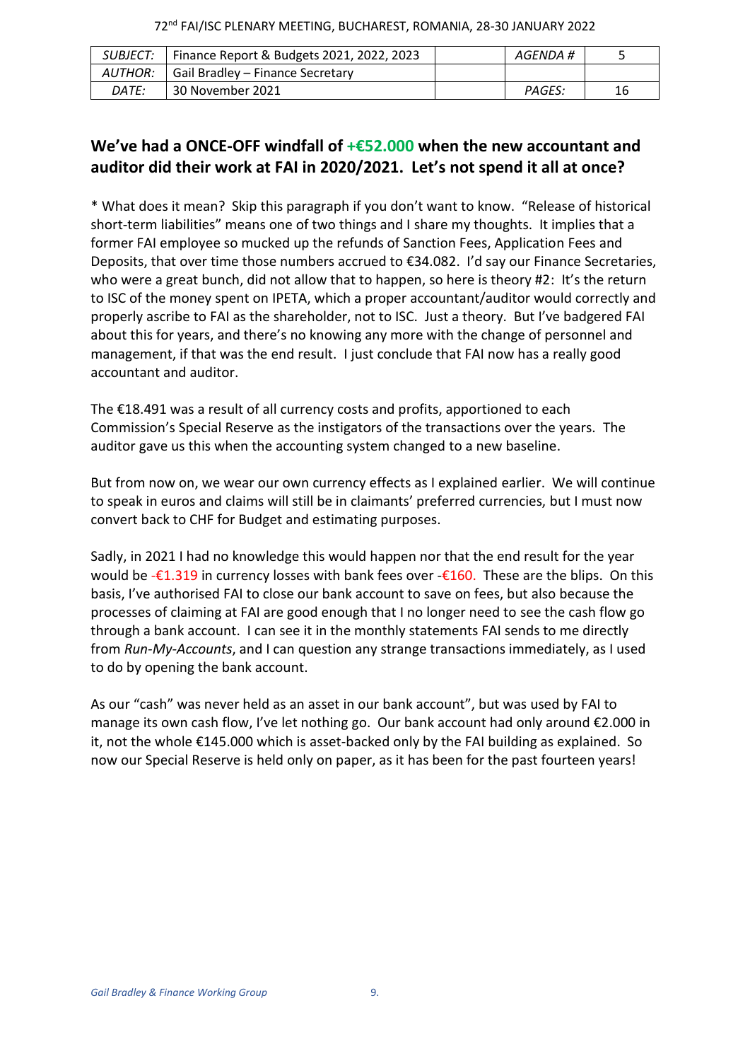| SUBJECT: | Finance Report & Budgets 2021, 2022, 2023 | | AGENDA # | 5 |
|---|---|---|---|---|
| AUTHOR: | Gail Bradley – Finance Secretary | | | |
| DATE: | 30 November 2021 | | PAGES: | 16 |

## We've had a ONCE-OFF windfall of +€52.000 when the new accountant and auditor did their work at FAI in 2020/2021. Let's not spend it all at once?

* What does it mean? Skip this paragraph if you don't want to know. "Release of historical short-term liabilities" means one of two things and I share my thoughts. It implies that a former FAI employee so mucked up the refunds of Sanction Fees, Application Fees and Deposits, that over time those numbers accrued to €34.082. I'd say our Finance Secretaries, who were a great bunch, did not allow that to happen, so here is theory #2: It's the return to ISC of the money spent on IPETA, which a proper accountant/auditor would correctly and properly ascribe to FAI as the shareholder, not to ISC. Just a theory. But I've badgered FAI about this for years, and there's no knowing any more with the change of personnel and management, if that was the end result. I just conclude that FAI now has a really good accountant and auditor.

The €18.491 was a result of all currency costs and profits, apportioned to each Commission's Special Reserve as the instigators of the transactions over the years. The auditor gave us this when the accounting system changed to a new baseline.

But from now on, we wear our own currency effects as I explained earlier. We will continue to speak in euros and claims will still be in claimants' preferred currencies, but I must now convert back to CHF for Budget and estimating purposes.

Sadly, in 2021 I had no knowledge this would happen nor that the end result for the year would be -€1.319 in currency losses with bank fees over -€160. These are the blips. On this basis, I've authorised FAI to close our bank account to save on fees, but also because the processes of claiming at FAI are good enough that I no longer need to see the cash flow go through a bank account. I can see it in the monthly statements FAI sends to me directly from *Run-My-Accounts*, and I can question any strange transactions immediately, as I used to do by opening the bank account.

As our "cash" was never held as an asset in our bank account", but was used by FAI to manage its own cash flow, I've let nothing go. Our bank account had only around €2.000 in it, not the whole €145.000 which is asset-backed only by the FAI building as explained. So now our Special Reserve is held only on paper, as it has been for the past fourteen years!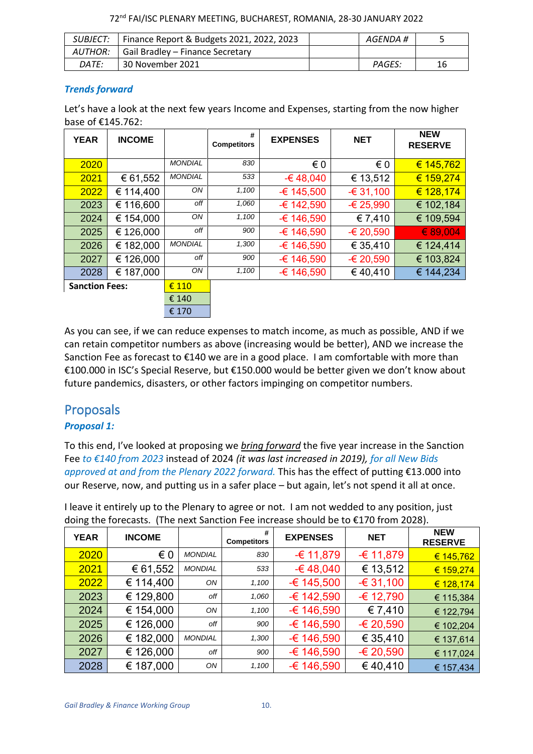72nd FAI/ISC PLENARY MEETING, BUCHAREST, ROMANIA, 28-30 JANUARY 2022

| SUBJECT: | Finance Report & Budgets 2021, 2022, 2023 | | AGENDA # | 5 |
|---|---|---|---|---|
| AUTHOR: | Gail Bradley – Finance Secretary | | | |
| DATE: | 30 November 2021 | | PAGES: | 16 |

### *Trends forward*

Let's have a look at the next few years Income and Expenses, starting from the now higher base of €145.762:

| YEAR | INCOME | | # Competitors | EXPENSES | NET | NEW RESERVE |
|---|---|---|---|---|---|---|
| 2020 | | MONDIAL | 830 | € 0 | € 0 | € 145,762 |
| 2021 | € 61,552 | MONDIAL | 533 | -€ 48,040 | € 13,512 | € 159,274 |
| 2022 | € 114,400 | ON | 1,100 | -€ 145,500 | -€ 31,100 | € 128,174 |
| 2023 | € 116,600 | off | 1,060 | -€ 142,590 | -€ 25,990 | € 102,184 |
| 2024 | € 154,000 | ON | 1,100 | -€ 146,590 | € 7,410 | € 109,594 |
| 2025 | € 126,000 | off | 900 | -€ 146,590 | -€ 20,590 | € 89,004 |
| 2026 | € 182,000 | MONDIAL | 1,300 | -€ 146,590 | € 35,410 | € 124,414 |
| 2027 | € 126,000 | off | 900 | -€ 146,590 | -€ 20,590 | € 103,824 |
| 2028 | € 187,000 | ON | 1,100 | -€ 146,590 | € 40,410 | € 144,234 |

| Sanction Fees: | |
|---|---|
| | € 110 |
| | € 140 |
| | € 170 |

As you can see, if we can reduce expenses to match income, as much as possible, AND if we can retain competitor numbers as above (increasing would be better), AND we increase the Sanction Fee as forecast to €140 we are in a good place. I am comfortable with more than €100.000 in ISC's Special Reserve, but €150.000 would be better given we don't know about future pandemics, disasters, or other factors impinging on competitor numbers.

## Proposals

### *Proposal 1:*

To this end, I've looked at proposing we ***bring forward*** the five year increase in the Sanction Fee *to €140 from 2023* instead of 2024 *(it was last increased in 2019), for all New Bids approved at and from the Plenary 2022 forward.* This has the effect of putting €13.000 into our Reserve, now, and putting us in a safer place – but again, let's not spend it all at once.

I leave it entirely up to the Plenary to agree or not. I am not wedded to any position, just doing the forecasts. (The next Sanction Fee increase should be to €170 from 2028).

| YEAR | INCOME | | # Competitors | EXPENSES | NET | NEW RESERVE |
|---|---|---|---|---|---|---|
| 2020 | € 0 | MONDIAL | 830 | -€ 11,879 | -€ 11,879 | € 145,762 |
| 2021 | € 61,552 | MONDIAL | 533 | -€ 48,040 | € 13,512 | € 159,274 |
| 2022 | € 114,400 | ON | 1,100 | -€ 145,500 | -€ 31,100 | € 128,174 |
| 2023 | € 129,800 | off | 1,060 | -€ 142,590 | -€ 12,790 | € 115,384 |
| 2024 | € 154,000 | ON | 1,100 | -€ 146,590 | € 7,410 | € 122,794 |
| 2025 | € 126,000 | off | 900 | -€ 146,590 | -€ 20,590 | € 102,204 |
| 2026 | € 182,000 | MONDIAL | 1,300 | -€ 146,590 | € 35,410 | € 137,614 |
| 2027 | € 126,000 | off | 900 | -€ 146,590 | -€ 20,590 | € 117,024 |
| 2028 | € 187,000 | ON | 1,100 | -€ 146,590 | € 40,410 | € 157,434 |

*Gail Bradley & Finance Working Group*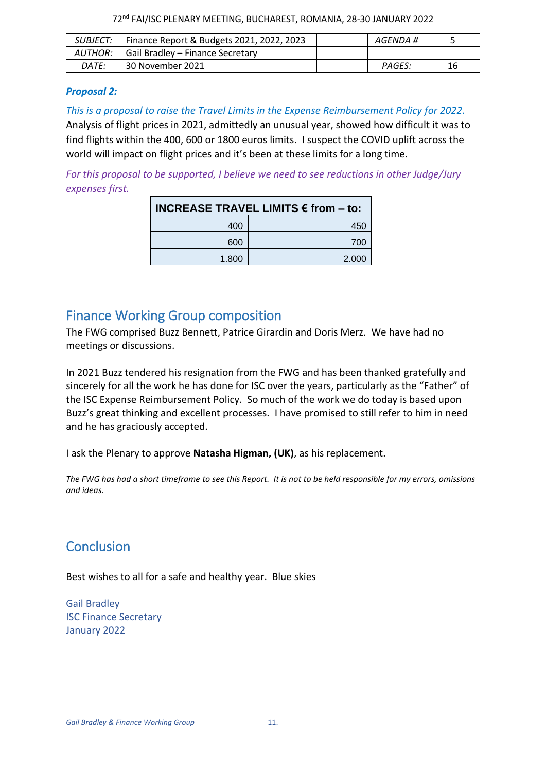| SUBJECT: | Finance Report & Budgets 2021, 2022, 2023 | | AGENDA # | 5 |
|---|---|---|---|---|
| AUTHOR: | Gail Bradley – Finance Secretary | | | |
| DATE: | 30 November 2021 | | PAGES: | 16 |

***Proposal 2:***

*This is a proposal to raise the Travel Limits in the Expense Reimbursement Policy for 2022.* Analysis of flight prices in 2021, admittedly an unusual year, showed how difficult it was to find flights within the 400, 600 or 1800 euros limits. I suspect the COVID uplift across the world will impact on flight prices and it's been at these limits for a long time.

*For this proposal to be supported, I believe we need to see reductions in other Judge/Jury expenses first.*

| INCREASE TRAVEL LIMITS € from – to: | |
|---|---|
| 400 | 450 |
| 600 | 700 |
| 1.800 | 2.000 |

## Finance Working Group composition

The FWG comprised Buzz Bennett, Patrice Girardin and Doris Merz. We have had no meetings or discussions.

In 2021 Buzz tendered his resignation from the FWG and has been thanked gratefully and sincerely for all the work he has done for ISC over the years, particularly as the "Father" of the ISC Expense Reimbursement Policy. So much of the work we do today is based upon Buzz's great thinking and excellent processes. I have promised to still refer to him in need and he has graciously accepted.

I ask the Plenary to approve **Natasha Higman, (UK)**, as his replacement.

*The FWG has had a short timeframe to see this Report. It is not to be held responsible for my errors, omissions and ideas.*

## Conclusion

Best wishes to all for a safe and healthy year. Blue skies

Gail Bradley
ISC Finance Secretary
January 2022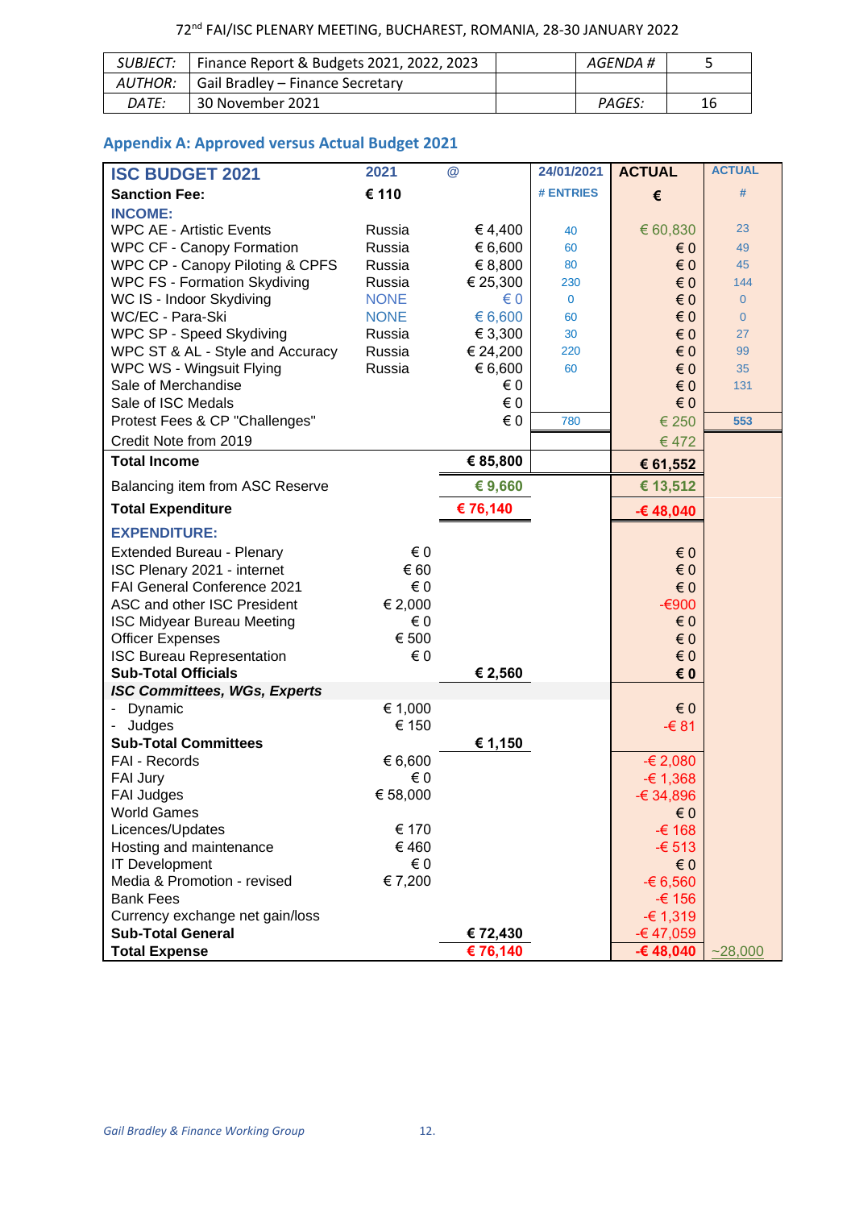| SUBJECT: | Finance Report & Budgets 2021, 2022, 2023 | | AGENDA # | 5 |
|---|---|---|---|---|
| AUTHOR: | Gail Bradley – Finance Secretary | | | |
| DATE: | 30 November 2021 | | PAGES: | 16 |

## Appendix A: Approved versus Actual Budget 2021

| ISC BUDGET 2021 | 2021 | @ | 24/01/2021 | ACTUAL | ACTUAL |
|---|---|---|---|---|---|
| **Sanction Fee:** | **€ 110** | | # ENTRIES | **€** | # |
| **INCOME:** | | | | | |
| WPC AE - Artistic Events | Russia | € 4,400 | 40 | € 60,830 | 23 |
| WPC CF - Canopy Formation | Russia | € 6,600 | 60 | € 0 | 49 |
| WPC CP - Canopy Piloting & CPFS | Russia | € 8,800 | 80 | € 0 | 45 |
| WPC FS - Formation Skydiving | Russia | € 25,300 | 230 | € 0 | 144 |
| WC IS - Indoor Skydiving | NONE | € 0 | 0 | € 0 | 0 |
| WC/EC - Para-Ski | NONE | € 6,600 | 60 | € 0 | 0 |
| WPC SP - Speed Skydiving | Russia | € 3,300 | 30 | € 0 | 27 |
| WPC ST & AL - Style and Accuracy | Russia | € 24,200 | 220 | € 0 | 99 |
| WPC WS - Wingsuit Flying | Russia | € 6,600 | 60 | € 0 | 35 |
| Sale of Merchandise | | € 0 | | € 0 | 131 |
| Sale of ISC Medals | | € 0 | | € 0 | |
| Protest Fees & CP "Challenges" | | € 0 | 780 | € 250 | **553** |
| Credit Note from 2019 | | | | € 472 | |
| **Total Income** | | **€ 85,800** | | **€ 61,552** | |
| Balancing item from ASC Reserve | | **€ 9,660** | | **€ 13,512** | |
| **Total Expenditure** | | **€ 76,140** | | **-€ 48,040** | |
| **EXPENDITURE:** | | | | | |
| Extended Bureau - Plenary | € 0 | | | € 0 | |
| ISC Plenary 2021 - internet | € 60 | | | € 0 | |
| FAI General Conference 2021 | € 0 | | | € 0 | |
| ASC and other ISC President | € 2,000 | | | -€900 | |
| ISC Midyear Bureau Meeting | € 0 | | | € 0 | |
| Officer Expenses | € 500 | | | € 0 | |
| ISC Bureau Representation | € 0 | | | € 0 | |
| **Sub-Total Officials** | | **€ 2,560** | | **€ 0** | |
| ***ISC Committees, WGs, Experts*** | | | | | |
| - Dynamic | € 1,000 | | | € 0 | |
| - Judges | € 150 | | | -€ 81 | |
| **Sub-Total Committees** | | **€ 1,150** | | | |
| FAI - Records | € 6,600 | | | -€ 2,080 | |
| FAI Jury | € 0 | | | -€ 1,368 | |
| FAI Judges | € 58,000 | | | -€ 34,896 | |
| World Games | | | | € 0 | |
| Licences/Updates | € 170 | | | -€ 168 | |
| Hosting and maintenance | € 460 | | | -€ 513 | |
| IT Development | € 0 | | | € 0 | |
| Media & Promotion - revised | € 7,200 | | | -€ 6,560 | |
| Bank Fees | | | | -€ 156 | |
| Currency exchange net gain/loss | | | | -€ 1,319 | |
| **Sub-Total General** | | **€ 72,430** | | **-€ 47,059** | |
| **Total Expense** | | **€ 76,140** | | **-€ 48,040** | ~28,000 |

*Gail Bradley & Finance Working Group*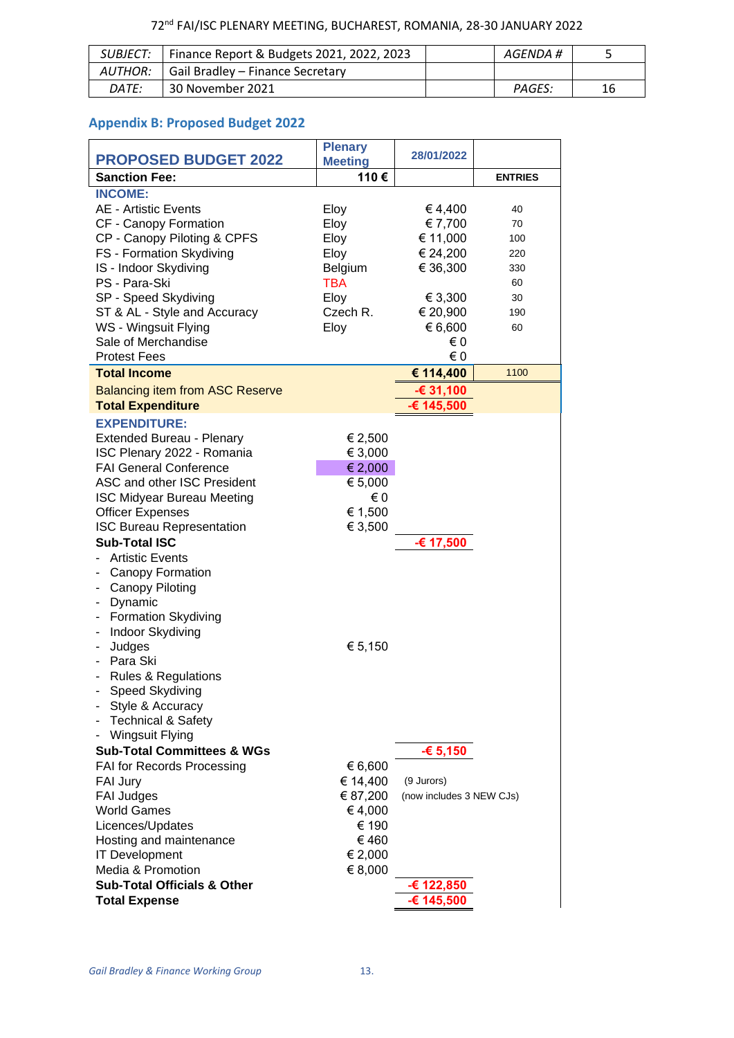72nd FAI/ISC PLENARY MEETING, BUCHAREST, ROMANIA, 28-30 JANUARY 2022

| SUBJECT: | Finance Report & Budgets 2021, 2022, 2023 | | AGENDA # | 5 |
|---|---|---|---|---|
| AUTHOR: | Gail Bradley – Finance Secretary | | | |
| DATE: | 30 November 2021 | | PAGES: | 16 |

## Appendix B: Proposed Budget 2022

| PROPOSED BUDGET 2022 | Plenary Meeting | 28/01/2022 | |
|---|---|---|---|
| **Sanction Fee:** | **110 €** | | **ENTRIES** |
| **INCOME:** | | | |
| AE - Artistic Events | Eloy | € 4,400 | 40 |
| CF - Canopy Formation | Eloy | € 7,700 | 70 |
| CP - Canopy Piloting & CPFS | Eloy | € 11,000 | 100 |
| FS - Formation Skydiving | Eloy | € 24,200 | 220 |
| IS - Indoor Skydiving | Belgium | € 36,300 | 330 |
| PS - Para-Ski | TBA | | 60 |
| SP - Speed Skydiving | Eloy | € 3,300 | 30 |
| ST & AL - Style and Accuracy | Czech R. | € 20,900 | 190 |
| WS - Wingsuit Flying | Eloy | € 6,600 | 60 |
| Sale of Merchandise | | € 0 | |
| Protest Fees | | € 0 | |
| **Total Income** | | **€ 114,400** | 1100 |
| Balancing item from ASC Reserve | | **-€ 31,100** | |
| **Total Expenditure** | | **-€ 145,500** | |
| **EXPENDITURE:** | | | |
| Extended Bureau - Plenary | € 2,500 | | |
| ISC Plenary 2022 - Romania | € 3,000 | | |
| FAI General Conference | € 2,000 | | |
| ASC and other ISC President | € 5,000 | | |
| ISC Midyear Bureau Meeting | € 0 | | |
| Officer Expenses | € 1,500 | | |
| ISC Bureau Representation | € 3,500 | | |
| **Sub-Total ISC** | | **-€ 17,500** | |
| - Artistic Events | | | |
| - Canopy Formation | | | |
| - Canopy Piloting | | | |
| - Dynamic | | | |
| - Formation Skydiving | | | |
| - Indoor Skydiving | | | |
| - Judges | € 5,150 | | |
| - Para Ski | | | |
| - Rules & Regulations | | | |
| - Speed Skydiving | | | |
| - Style & Accuracy | | | |
| - Technical & Safety | | | |
| - Wingsuit Flying | | | |
| **Sub-Total Committees & WGs** | | **-€ 5,150** | |
| FAI for Records Processing | € 6,600 | | |
| FAI Jury | € 14,400 | (9 Jurors) | |
| FAI Judges | € 87,200 | (now includes 3 NEW CJs) | |
| World Games | € 4,000 | | |
| Licences/Updates | € 190 | | |
| Hosting and maintenance | € 460 | | |
| IT Development | € 2,000 | | |
| Media & Promotion | € 8,000 | | |
| **Sub-Total Officials & Other** | | **-€ 122,850** | |
| **Total Expense** | | **-€ 145,500** | |

*Gail Bradley & Finance Working Group*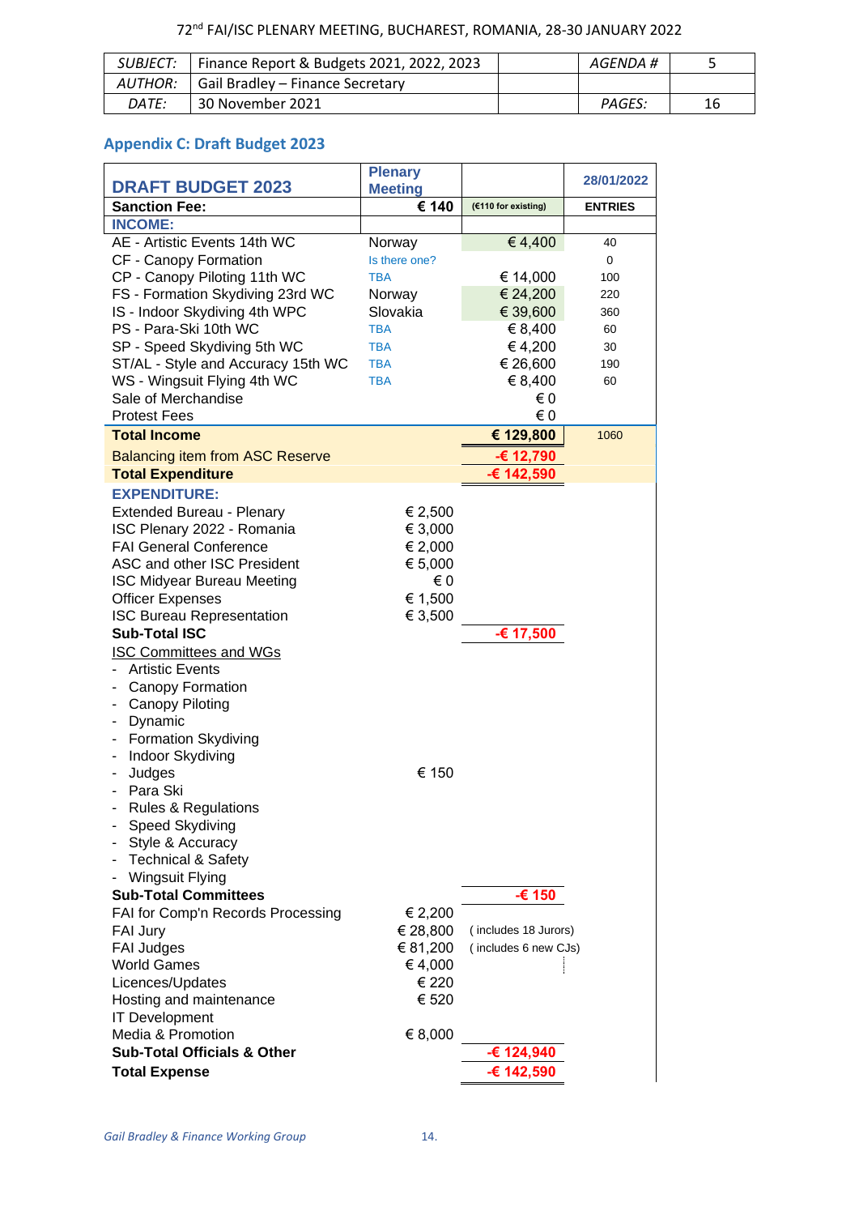72nd FAI/ISC PLENARY MEETING, BUCHAREST, ROMANIA, 28-30 JANUARY 2022

| *SUBJECT:* | Finance Report & Budgets 2021, 2022, 2023 | | *AGENDA #* | 5 |
|---|---|---|---|---|
| *AUTHOR:* | Gail Bradley – Finance Secretary | | | |
| *DATE:* | 30 November 2021 | | *PAGES:* | 16 |

## Appendix C: Draft Budget 2023

| DRAFT BUDGET 2023 | Plenary Meeting | | 28/01/2022 |
|---|---|---|---|
| **Sanction Fee:** | **€ 140** | (€110 for existing) | **ENTRIES** |
| **INCOME:** | | | |
| AE - Artistic Events 14th WC | Norway | € 4,400 | 40 |
| CF - Canopy Formation | Is there one? | | 0 |
| CP - Canopy Piloting 11th WC | TBA | € 14,000 | 100 |
| FS - Formation Skydiving 23rd WC | Norway | € 24,200 | 220 |
| IS - Indoor Skydiving 4th WPC | Slovakia | € 39,600 | 360 |
| PS - Para-Ski 10th WC | TBA | € 8,400 | 60 |
| SP - Speed Skydiving 5th WC | TBA | € 4,200 | 30 |
| ST/AL - Style and Accuracy 15th WC | TBA | € 26,600 | 190 |
| WS - Wingsuit Flying 4th WC | TBA | € 8,400 | 60 |
| Sale of Merchandise | | € 0 | |
| Protest Fees | | € 0 | |
| **Total Income** | | **€ 129,800** | 1060 |
| Balancing item from ASC Reserve | | **-€ 12,790** | |
| **Total Expenditure** | | **-€ 142,590** | |
| **EXPENDITURE:** | | | |
| Extended Bureau - Plenary | € 2,500 | | |
| ISC Plenary 2022 - Romania | € 3,000 | | |
| FAI General Conference | € 2,000 | | |
| ASC and other ISC President | € 5,000 | | |
| ISC Midyear Bureau Meeting | € 0 | | |
| Officer Expenses | € 1,500 | | |
| ISC Bureau Representation | € 3,500 | | |
| **Sub-Total ISC** | | **-€ 17,500** | |
| ISC Committees and WGs | | | |
| - Artistic Events | | | |
| - Canopy Formation | | | |
| - Canopy Piloting | | | |
| - Dynamic | | | |
| - Formation Skydiving | | | |
| - Indoor Skydiving | | | |
| - Judges | € 150 | | |
| - Para Ski | | | |
| - Rules & Regulations | | | |
| - Speed Skydiving | | | |
| - Style & Accuracy | | | |
| - Technical & Safety | | | |
| - Wingsuit Flying | | | |
| **Sub-Total Committees** | | **-€ 150** | |
| FAI for Comp'n Records Processing | € 2,200 | | |
| FAI Jury | € 28,800 | ( includes 18 Jurors) | |
| FAI Judges | € 81,200 | ( includes 6 new CJs) | |
| World Games | € 4,000 | | |
| Licences/Updates | € 220 | | |
| Hosting and maintenance | € 520 | | |
| IT Development | | | |
| Media & Promotion | € 8,000 | | |
| **Sub-Total Officials & Other** | | **-€ 124,940** | |
| **Total Expense** | | **-€ 142,590** | |

*Gail Bradley & Finance Working Group*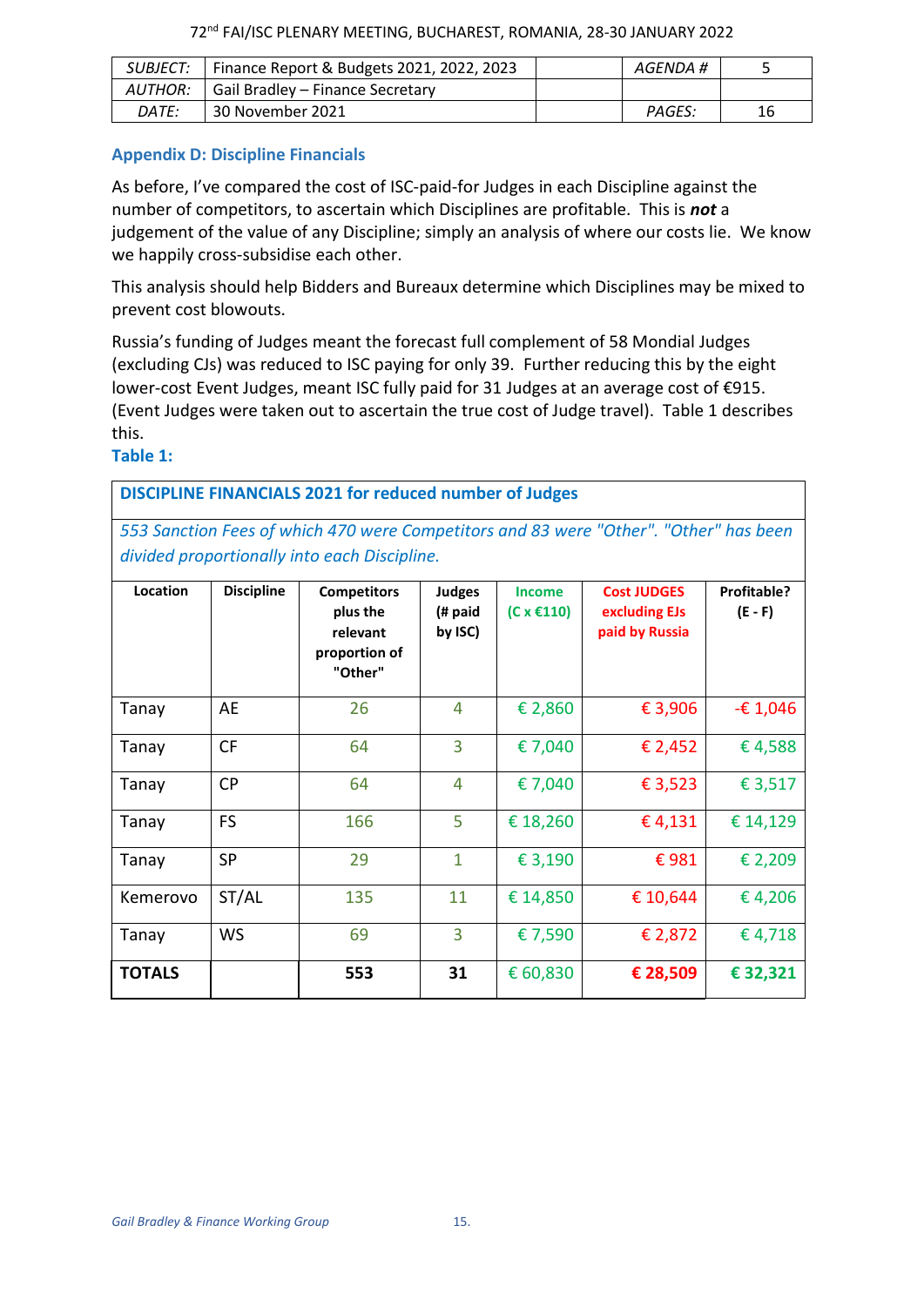| SUBJECT: | Finance Report & Budgets 2021, 2022, 2023 | | AGENDA # | 5 |
|---|---|---|---|---|
| AUTHOR: | Gail Bradley – Finance Secretary | | | |
| DATE: | 30 November 2021 | | PAGES: | 16 |

## Appendix D: Discipline Financials

As before, I've compared the cost of ISC-paid-for Judges in each Discipline against the number of competitors, to ascertain which Disciplines are profitable. This is ***not*** a judgement of the value of any Discipline; simply an analysis of where our costs lie. We know we happily cross-subsidise each other.

This analysis should help Bidders and Bureaux determine which Disciplines may be mixed to prevent cost blowouts.

Russia's funding of Judges meant the forecast full complement of 58 Mondial Judges (excluding CJs) was reduced to ISC paying for only 39. Further reducing this by the eight lower-cost Event Judges, meant ISC fully paid for 31 Judges at an average cost of €915. (Event Judges were taken out to ascertain the true cost of Judge travel). Table 1 describes this.

### Table 1:

**DISCIPLINE FINANCIALS 2021 for reduced number of Judges**

*553 Sanction Fees of which 470 were Competitors and 83 were "Other". "Other" has been divided proportionally into each Discipline.*

| Location | Discipline | Competitors plus the relevant proportion of "Other" | Judges (# paid by ISC) | Income (C x €110) | Cost JUDGES excluding EJs paid by Russia | Profitable? (E - F) |
|---|---|---|---|---|---|---|
| Tanay | AE | 26 | 4 | € 2,860 | € 3,906 | -€ 1,046 |
| Tanay | CF | 64 | 3 | € 7,040 | € 2,452 | € 4,588 |
| Tanay | CP | 64 | 4 | € 7,040 | € 3,523 | € 3,517 |
| Tanay | FS | 166 | 5 | € 18,260 | € 4,131 | € 14,129 |
| Tanay | SP | 29 | 1 | € 3,190 | € 981 | € 2,209 |
| Kemerovo | ST/AL | 135 | 11 | € 14,850 | € 10,644 | € 4,206 |
| Tanay | WS | 69 | 3 | € 7,590 | € 2,872 | € 4,718 |
| **TOTALS** | | **553** | **31** | € 60,830 | **€ 28,509** | **€ 32,321** |

*Gail Bradley & Finance Working Group*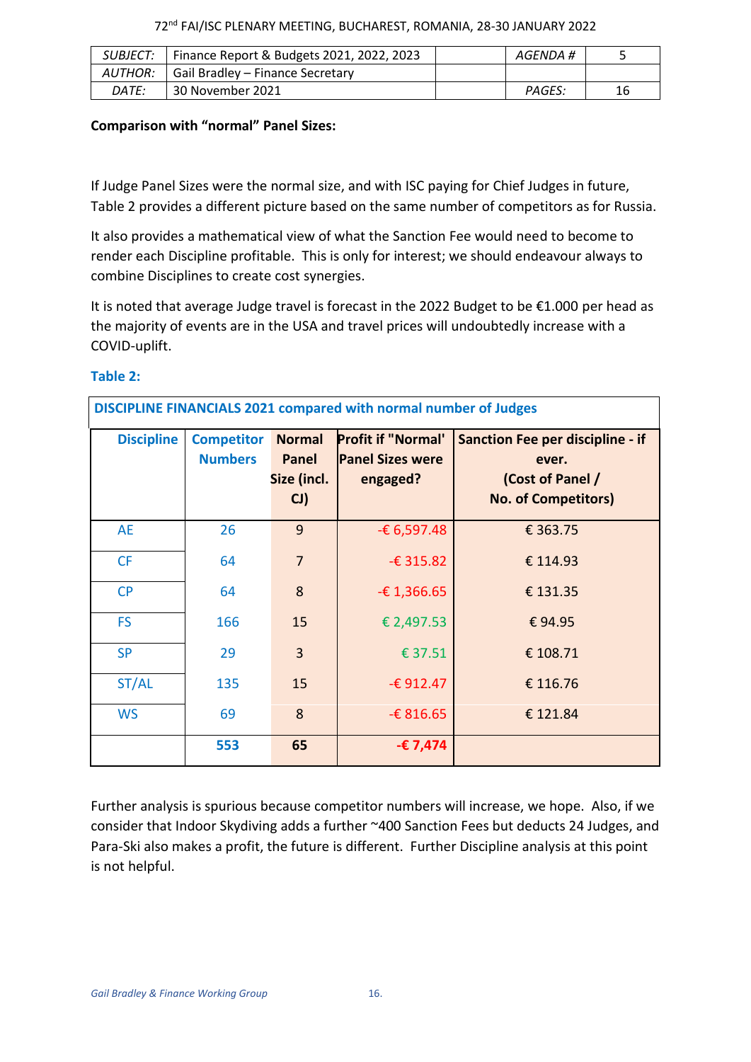| SUBJECT: | Finance Report & Budgets 2021, 2022, 2023 | | AGENDA # | 5 |
|---|---|---|---|---|
| AUTHOR: | Gail Bradley – Finance Secretary | | | |
| DATE: | 30 November 2021 | | PAGES: | 16 |

**Comparison with "normal" Panel Sizes:**

If Judge Panel Sizes were the normal size, and with ISC paying for Chief Judges in future, Table 2 provides a different picture based on the same number of competitors as for Russia.

It also provides a mathematical view of what the Sanction Fee would need to become to render each Discipline profitable. This is only for interest; we should endeavour always to combine Disciplines to create cost synergies.

It is noted that average Judge travel is forecast in the 2022 Budget to be €1.000 per head as the majority of events are in the USA and travel prices will undoubtedly increase with a COVID-uplift.

**Table 2:**

**DISCIPLINE FINANCIALS 2021 compared with normal number of Judges**

| Discipline | Competitor Numbers | Normal Panel Size (incl. CJ) | Profit if "Normal' Panel Sizes were engaged? | Sanction Fee per discipline - if ever. (Cost of Panel / No. of Competitors) |
|---|---|---|---|---|
| AE | 26 | 9 | -€ 6,597.48 | € 363.75 |
| CF | 64 | 7 | -€ 315.82 | € 114.93 |
| CP | 64 | 8 | -€ 1,366.65 | € 131.35 |
| FS | 166 | 15 | € 2,497.53 | € 94.95 |
| SP | 29 | 3 | € 37.51 | € 108.71 |
| ST/AL | 135 | 15 | -€ 912.47 | € 116.76 |
| WS | 69 | 8 | -€ 816.65 | € 121.84 |
| | **553** | **65** | **-€ 7,474** | |

Further analysis is spurious because competitor numbers will increase, we hope. Also, if we consider that Indoor Skydiving adds a further ~400 Sanction Fees but deducts 24 Judges, and Para-Ski also makes a profit, the future is different. Further Discipline analysis at this point is not helpful.